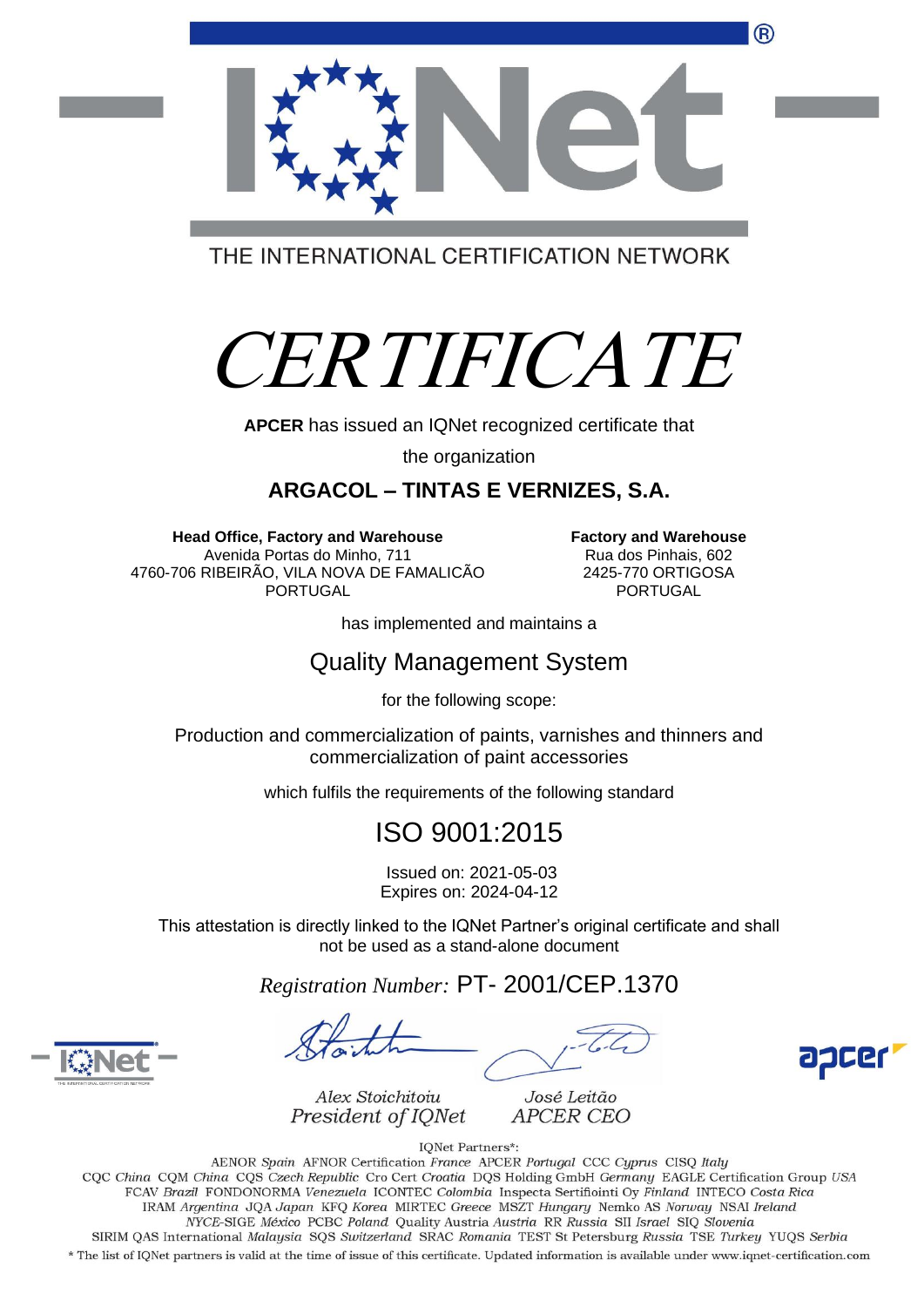THE INTERNATIONAL CERTIFICATION NETWORK

# *CERTIFICATE*

**APCER** has issued an IQNet recognized certificate that

the organization

## ARGACOL – TINTAS E VERNIZES, S.A.

**Head Office, Factory and Warehouse**
Avenida Portas do Minho, 711
4760-706 RIBEIRÃO, VILA NOVA DE FAMALICÃO
PORTUGAL

**Factory and Warehouse**
Rua dos Pinhais, 602
2425-770 ORTIGOSA
PORTUGAL

has implemented and maintains a

## Quality Management System

for the following scope:

Production and commercialization of paints, varnishes and thinners and commercialization of paint accessories

which fulfils the requirements of the following standard

## ISO 9001:2015

Issued on: 2021-05-03
Expires on: 2024-04-12

This attestation is directly linked to the IQNet Partner's original certificate and shall not be used as a stand-alone document

*Registration Number:* PT- 2001/CEP.1370

*Alex Stoichitoiu*
*President of IQNet*

*José Leitão*
*APCER CEO*

IQNet Partners*:

AENOR *Spain* AFNOR Certification *France* APCER *Portugal* CCC *Cyprus* CISQ *Italy*
CQC *China* CQM *China* CQS *Czech Republic* Cro Cert *Croatia* DQS Holding GmbH *Germany* EAGLE Certification Group *USA*
FCAV *Brazil* FONDONORMA *Venezuela* ICONTEC *Colombia* Inspecta Sertifiointi Oy *Finland* INTECO *Costa Rica*
IRAM *Argentina* JQA *Japan* KFQ *Korea* MIRTEC *Greece* MSZT *Hungary* Nemko AS *Norway* NSAI *Ireland*
*NYCE*-SIGE *México* PCBC *Poland* Quality Austria *Austria* RR *Russia* SII *Israel* SIQ *Slovenia*
SIRIM QAS International *Malaysia* SQS *Switzerland* SRAC *Romania* TEST St Petersburg *Russia* TSE *Turkey* YUQS *Serbia*

* The list of IQNet partners is valid at the time of issue of this certificate. Updated information is available under www.iqnet-certification.com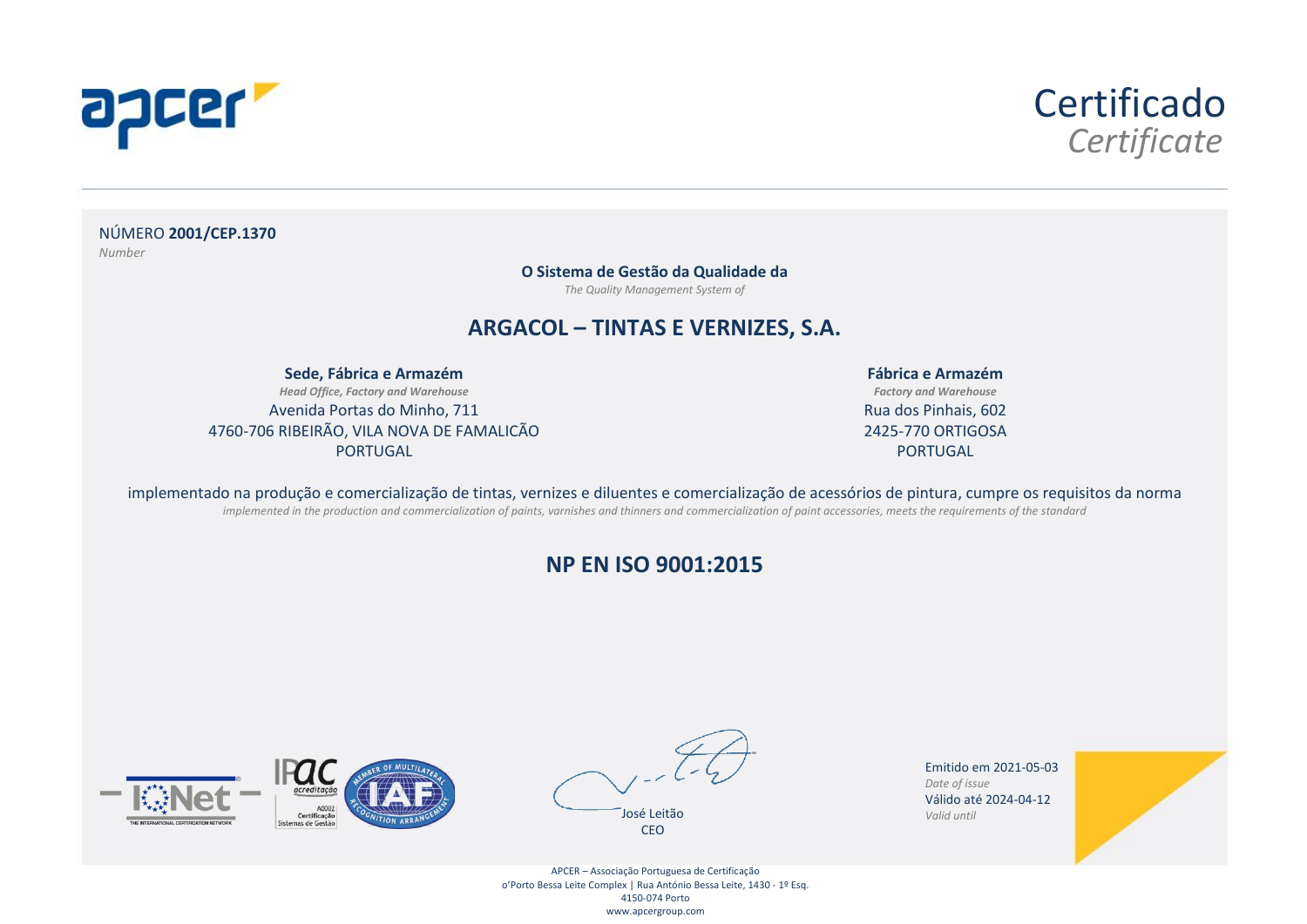# Certificado

*Certificate*

NÚMERO **2001/CEP.1370**
*Number*

**O Sistema de Gestão da Qualidade da**
*The Quality Management System of*

## ARGACOL – TINTAS E VERNIZES, S.A.

**Sede, Fábrica e Armazém**
*Head Office, Factory and Warehouse*
Avenida Portas do Minho, 711
4760-706 RIBEIRÃO, VILA NOVA DE FAMALICÃO
PORTUGAL

**Fábrica e Armazém**
*Factory and Warehouse*
Rua dos Pinhais, 602
2425-770 ORTIGOSA
PORTUGAL

implementado na produção e comercialização de tintas, vernizes e diluentes e comercialização de acessórios de pintura, cumpre os requisitos da norma
*implemented in the production and commercialization of paints, varnishes and thinners and commercialization of paint accessories, meets the requirements of the standard*

## NP EN ISO 9001:2015

José Leitão
CEO

Emitido em 2021-05-03
*Date of issue*
Válido até 2024-04-12
*Valid until*

APCER – Associação Portuguesa de Certificação
o'Porto Bessa Leite Complex | Rua António Bessa Leite, 1430 - 1º Esq.
4150-074 Porto
www.apcergroup.com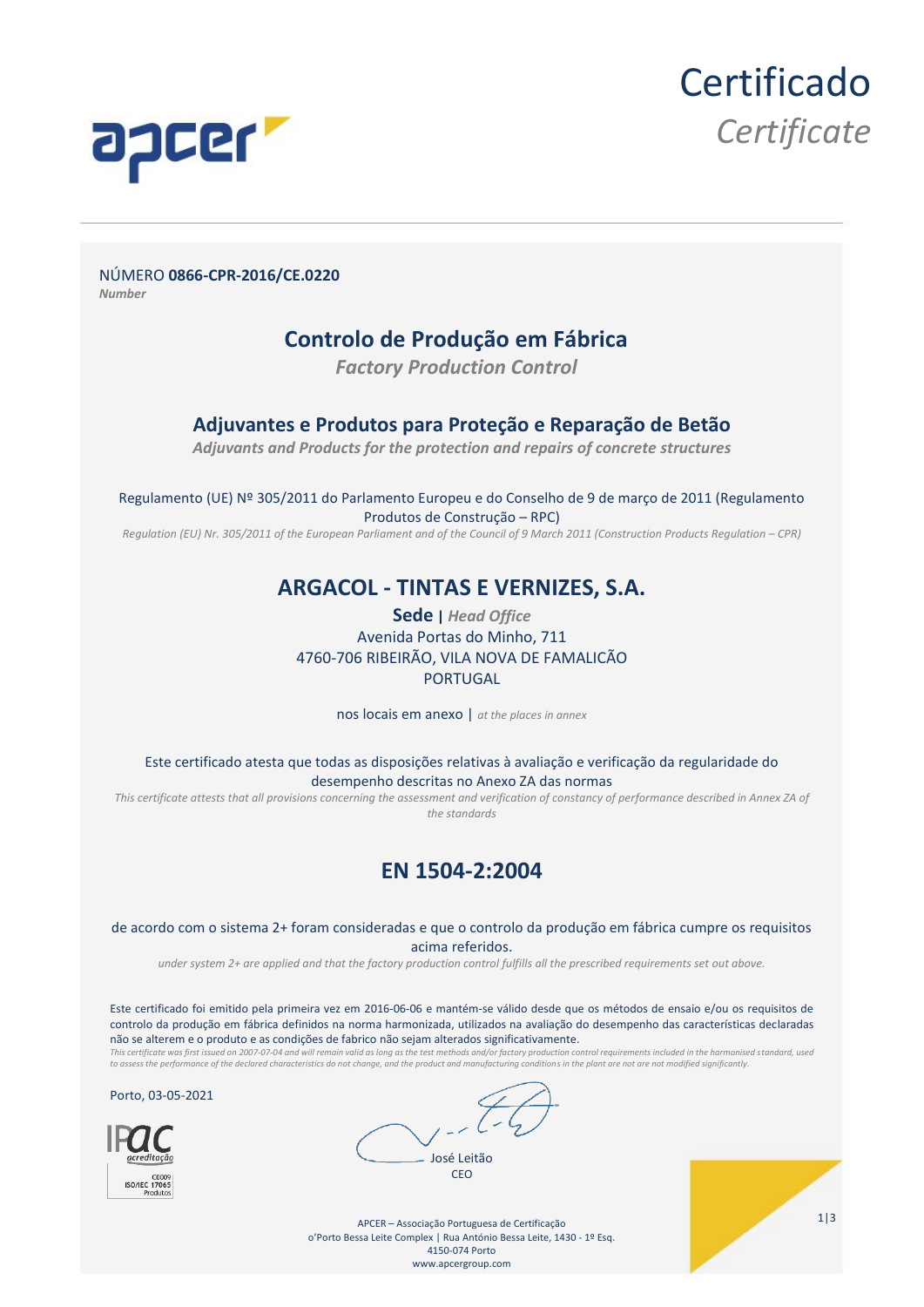# Certificado
*Certificate*

NÚMERO **0866-CPR-2016/CE.0220**
***Number***

## Controlo de Produção em Fábrica
***Factory Production Control***

### Adjuvantes e Produtos para Proteção e Reparação de Betão
***Adjuvants and Products for the protection and repairs of concrete structures***

Regulamento (UE) Nº 305/2011 do Parlamento Europeu e do Conselho de 9 de março de 2011 (Regulamento Produtos de Construção – RPC)
*Regulation (EU) Nr. 305/2011 of the European Parliament and of the Council of 9 March 2011 (Construction Products Regulation – CPR)*

## ARGACOL - TINTAS E VERNIZES, S.A.

**Sede** | ***Head Office***
Avenida Portas do Minho, 711
4760-706 RIBEIRÃO, VILA NOVA DE FAMALICÃO
PORTUGAL

nos locais em anexo | *at the places in annex*

Este certificado atesta que todas as disposições relativas à avaliação e verificação da regularidade do desempenho descritas no Anexo ZA das normas
*This certificate attests that all provisions concerning the assessment and verification of constancy of performance described in Annex ZA of the standards*

## EN 1504-2:2004

de acordo com o sistema 2+ foram consideradas e que o controlo da produção em fábrica cumpre os requisitos acima referidos.
*under system 2+ are applied and that the factory production control fulfills all the prescribed requirements set out above.*

Este certificado foi emitido pela primeira vez em 2016-06-06 e mantém-se válido desde que os métodos de ensaio e/ou os requisitos de controlo da produção em fábrica definidos na norma harmonizada, utilizados na avaliação do desempenho das características declaradas não se alterem e o produto e as condições de fabrico não sejam alterados significativamente.
*This certificate was first issued on 2007-07-04 and will remain valid as long as the test methods and/or factory production control requirements included in the harmonised standard, used to assess the performance of the declared characteristics do not change, and the product and manufacturing conditions in the plant are not are not modified significantly.*

Porto, 03-05-2021

IPAC acreditação
C0009
ISO/IEC 17065
Produtos

José Leitão
CEO

APCER – Associação Portuguesa de Certificação
o'Porto Bessa Leite Complex | Rua António Bessa Leite, 1430 - 1º Esq.
4150-074 Porto
www.apcergroup.com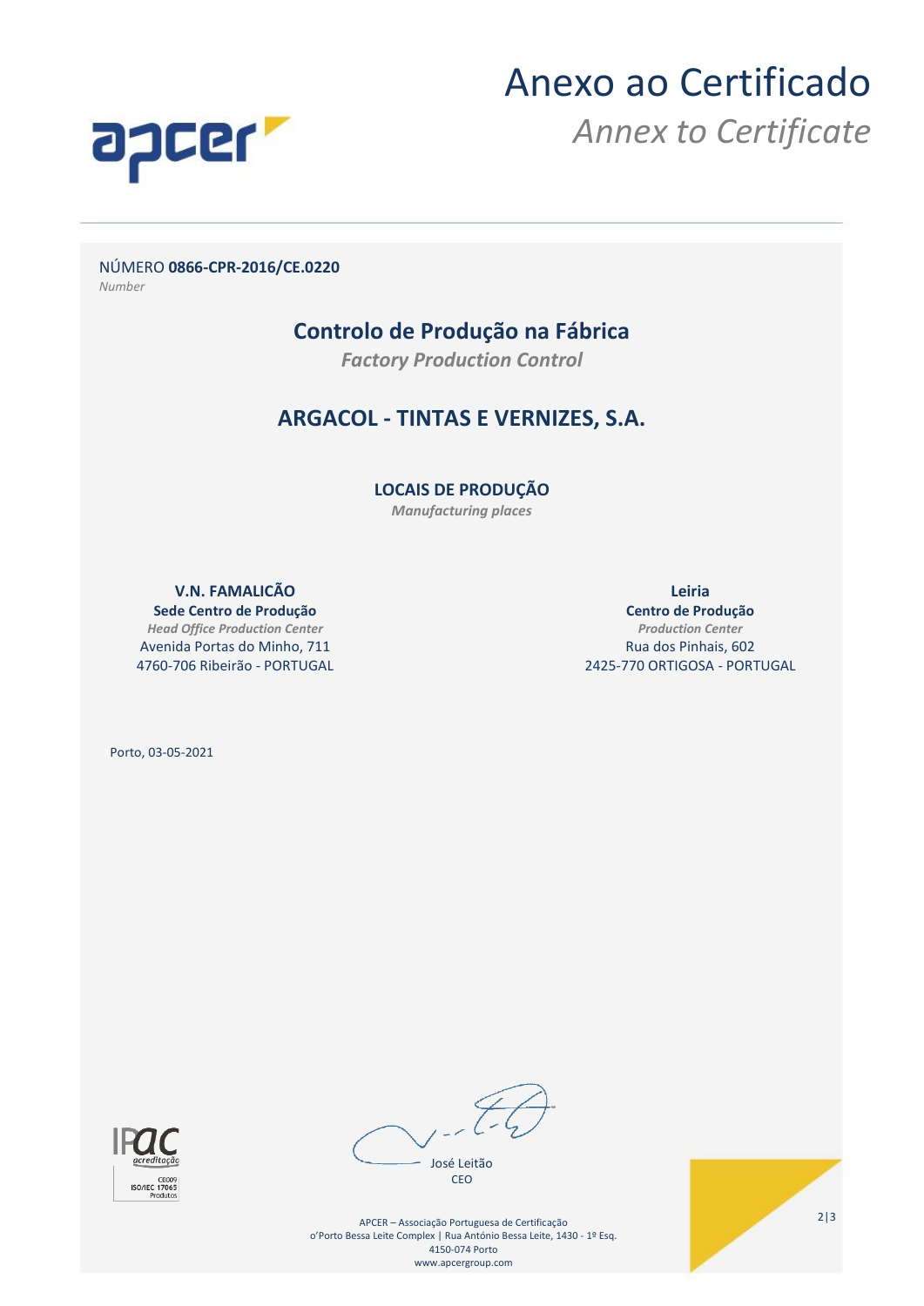# Anexo ao Certificado

*Annex to Certificate*

NÚMERO **0866-CPR-2016/CE.0220**
*Number*

## Controlo de Produção na Fábrica

***Factory Production Control***

## ARGACOL - TINTAS E VERNIZES, S.A.

### LOCAIS DE PRODUÇÃO

***Manufacturing places***

**V.N. FAMALICÃO**
**Sede Centro de Produção**
***Head Office Production Center***
Avenida Portas do Minho, 711
4760-706 Ribeirão - PORTUGAL

**Leiria**
**Centro de Produção**
***Production Center***
Rua dos Pinhais, 602
2425-770 ORTIGOSA - PORTUGAL

Porto, 03-05-2021

José Leitão
CEO

IPAC acreditação
C0009
ISO/IEC 17065
Produtos

APCER – Associação Portuguesa de Certificação
o'Porto Bessa Leite Complex | Rua António Bessa Leite, 1430 - 1º Esq.
4150-074 Porto
www.apcergroup.com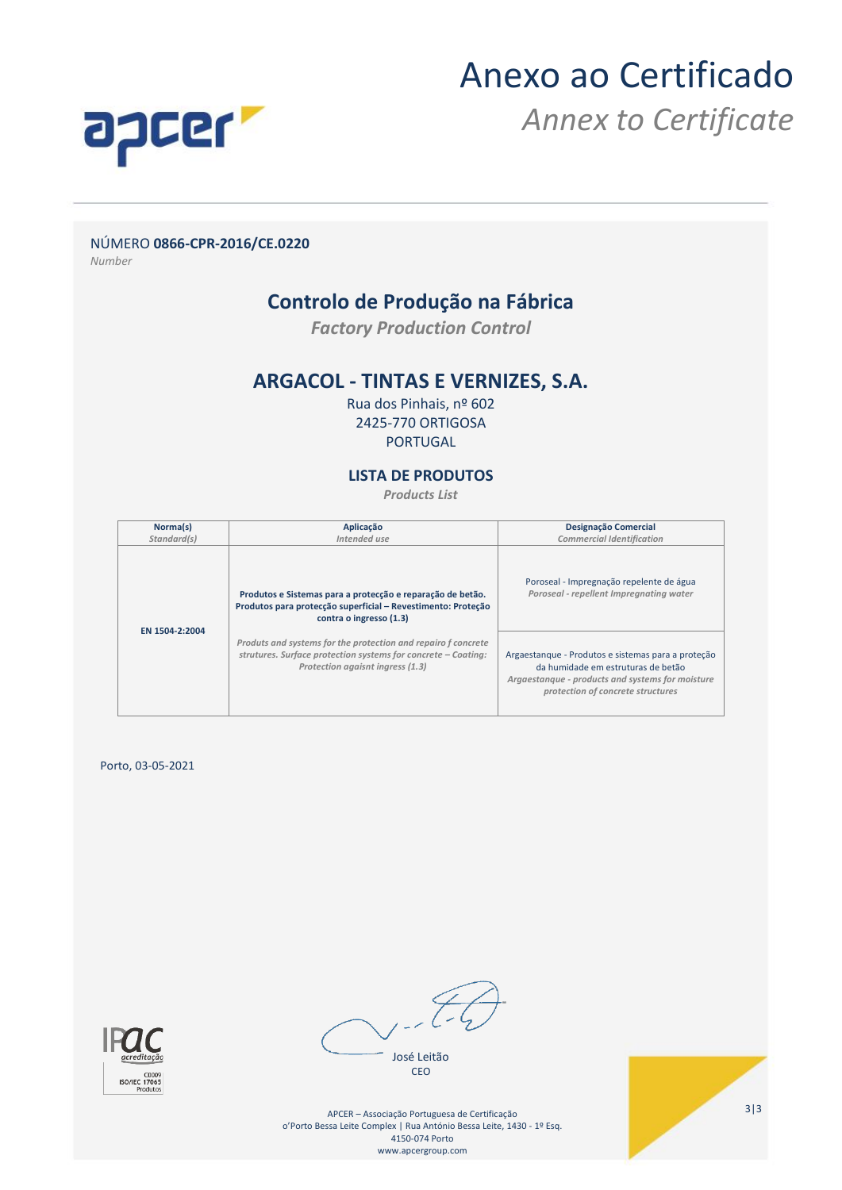# Anexo ao Certificado

*Annex to Certificate*

NÚMERO **0866-CPR-2016/CE.0220**
*Number*

## Controlo de Produção na Fábrica

*Factory Production Control*

## ARGACOL - TINTAS E VERNIZES, S.A.

Rua dos Pinhais, nº 602
2425-770 ORTIGOSA
PORTUGAL

### LISTA DE PRODUTOS

*Products List*

| Norma(s) *Standard(s)* | Aplicação *Intended use* | Designação Comercial *Commercial Identification* |
|---|---|---|
| EN 1504-2:2004 | **Produtos e Sistemas para a protecção e reparação de betão. Produtos para protecção superficial – Revestimento: Proteção contra o ingresso (1.3)** *Produts and systems for the protection and repairo f concrete strutures. Surface protection systems for concrete – Coating: Protection agaisnt ingress (1.3)* | Poroseal - Impregnação repelente de água *Poroseal - repellent Impregnating water* |
| | | Argaestanque - Produtos e sistemas para a proteção da humidade em estruturas de betão *Argaestanque - products and systems for moisture protection of concrete structures* |

Porto, 03-05-2021

José Leitão
CEO

IPAC acreditação C0009 ISO/IEC 17065 Produtos

APCER – Associação Portuguesa de Certificação
o'Porto Bessa Leite Complex | Rua António Bessa Leite, 1430 - 1º Esq.
4150-074 Porto
www.apcergroup.com